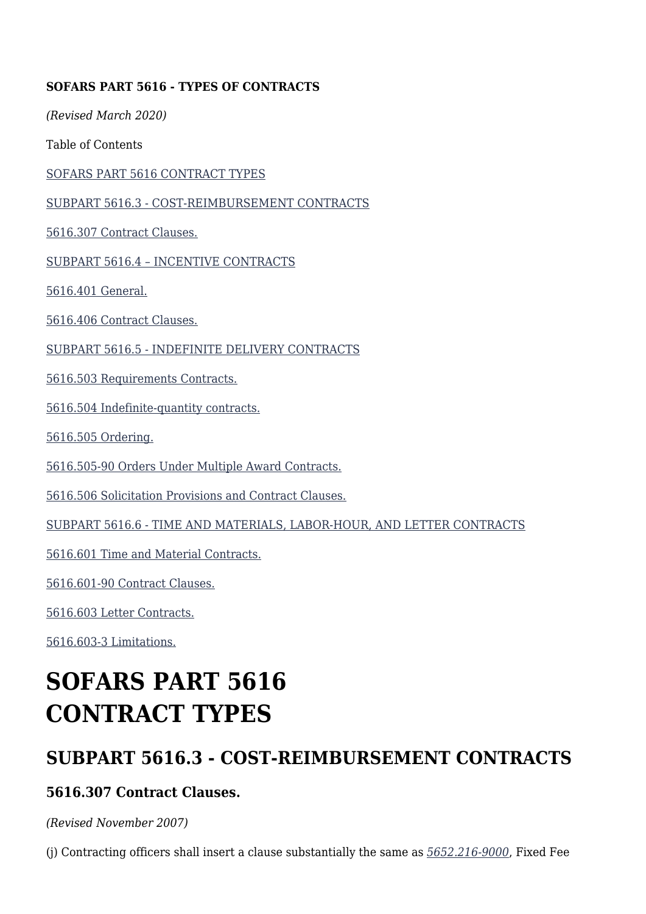**SOFARS PART 5616 - TYPES OF CONTRACTS**

*(Revised March 2020)*

Table of Contents

SOFARS PART 5616 CONTRACT TYPES

SUBPART 5616.3 - COST-REIMBURSEMENT CONTRACTS

5616.307 Contract Clauses.

SUBPART 5616.4 – INCENTIVE CONTRACTS

5616.401 General.

5616.406 Contract Clauses.

SUBPART 5616.5 - INDEFINITE DELIVERY CONTRACTS

5616.503 Requirements Contracts.

5616.504 Indefinite-quantity contracts.

5616.505 Ordering.

5616.505-90 Orders Under Multiple Award Contracts.

5616.506 Solicitation Provisions and Contract Clauses.

SUBPART 5616.6 - TIME AND MATERIALS, LABOR-HOUR, AND LETTER CONTRACTS

5616.601 Time and Material Contracts.

5616.601-90 Contract Clauses.

5616.603 Letter Contracts.

5616.603-3 Limitations.

# SOFARS PART 5616 CONTRACT TYPES

## SUBPART 5616.3 - COST-REIMBURSEMENT CONTRACTS

### 5616.307 Contract Clauses.

*(Revised November 2007)*

(j) Contracting officers shall insert a clause substantially the same as *5652.216-9000*, Fixed Fee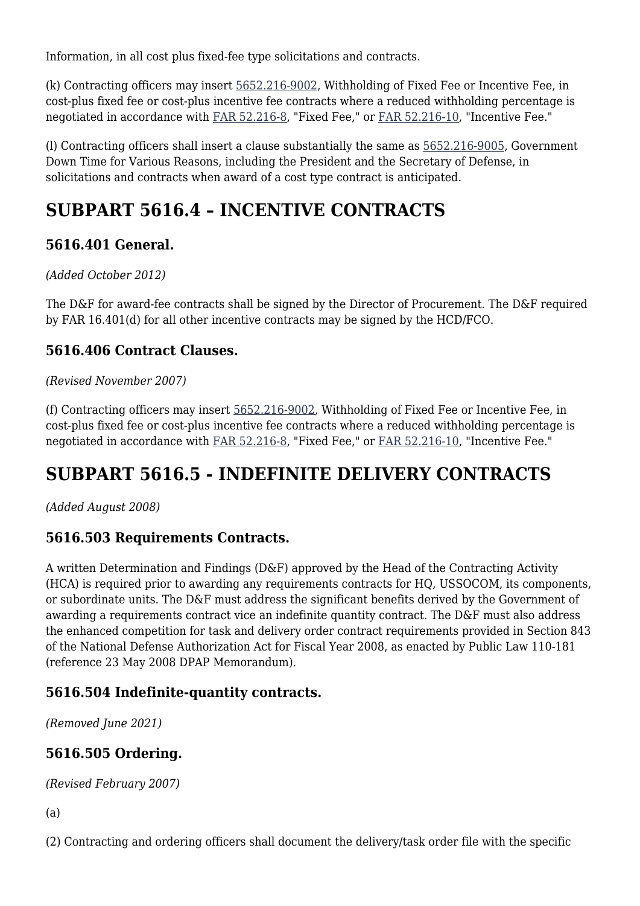Information, in all cost plus fixed-fee type solicitations and contracts.

(k) Contracting officers may insert 5652.216-9002, Withholding of Fixed Fee or Incentive Fee, in cost-plus fixed fee or cost-plus incentive fee contracts where a reduced withholding percentage is negotiated in accordance with FAR 52.216-8, "Fixed Fee," or FAR 52.216-10, "Incentive Fee."

(l) Contracting officers shall insert a clause substantially the same as 5652.216-9005, Government Down Time for Various Reasons, including the President and the Secretary of Defense, in solicitations and contracts when award of a cost type contract is anticipated.

# SUBPART 5616.4 – INCENTIVE CONTRACTS

## 5616.401 General.

*(Added October 2012)*

The D&F for award-fee contracts shall be signed by the Director of Procurement. The D&F required by FAR 16.401(d) for all other incentive contracts may be signed by the HCD/FCO.

## 5616.406 Contract Clauses.

*(Revised November 2007)*

(f) Contracting officers may insert 5652.216-9002, Withholding of Fixed Fee or Incentive Fee, in cost-plus fixed fee or cost-plus incentive fee contracts where a reduced withholding percentage is negotiated in accordance with FAR 52.216-8, "Fixed Fee," or FAR 52.216-10, "Incentive Fee."

# SUBPART 5616.5 - INDEFINITE DELIVERY CONTRACTS

*(Added August 2008)*

## 5616.503 Requirements Contracts.

A written Determination and Findings (D&F) approved by the Head of the Contracting Activity (HCA) is required prior to awarding any requirements contracts for HQ, USSOCOM, its components, or subordinate units. The D&F must address the significant benefits derived by the Government of awarding a requirements contract vice an indefinite quantity contract. The D&F must also address the enhanced competition for task and delivery order contract requirements provided in Section 843 of the National Defense Authorization Act for Fiscal Year 2008, as enacted by Public Law 110-181 (reference 23 May 2008 DPAP Memorandum).

## 5616.504 Indefinite-quantity contracts.

*(Removed June 2021)*

## 5616.505 Ordering.

*(Revised February 2007)*

(a)

(2) Contracting and ordering officers shall document the delivery/task order file with the specific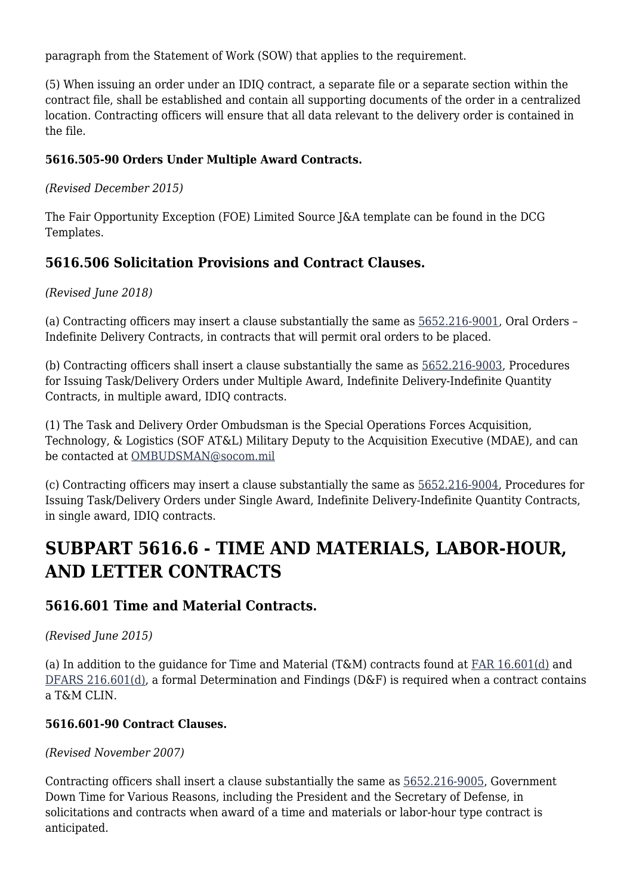paragraph from the Statement of Work (SOW) that applies to the requirement.

(5) When issuing an order under an IDIQ contract, a separate file or a separate section within the contract file, shall be established and contain all supporting documents of the order in a centralized location. Contracting officers will ensure that all data relevant to the delivery order is contained in the file.

**5616.505-90 Orders Under Multiple Award Contracts.**

*(Revised December 2015)*

The Fair Opportunity Exception (FOE) Limited Source J&A template can be found in the DCG Templates.

### 5616.506 Solicitation Provisions and Contract Clauses.

*(Revised June 2018)*

(a) Contracting officers may insert a clause substantially the same as 5652.216-9001, Oral Orders – Indefinite Delivery Contracts, in contracts that will permit oral orders to be placed.

(b) Contracting officers shall insert a clause substantially the same as 5652.216-9003, Procedures for Issuing Task/Delivery Orders under Multiple Award, Indefinite Delivery-Indefinite Quantity Contracts, in multiple award, IDIQ contracts.

(1) The Task and Delivery Order Ombudsman is the Special Operations Forces Acquisition, Technology, & Logistics (SOF AT&L) Military Deputy to the Acquisition Executive (MDAE), and can be contacted at OMBUDSMAN@socom.mil

(c) Contracting officers may insert a clause substantially the same as 5652.216-9004, Procedures for Issuing Task/Delivery Orders under Single Award, Indefinite Delivery-Indefinite Quantity Contracts, in single award, IDIQ contracts.

## SUBPART 5616.6 - TIME AND MATERIALS, LABOR-HOUR, AND LETTER CONTRACTS

### 5616.601 Time and Material Contracts.

*(Revised June 2015)*

(a) In addition to the guidance for Time and Material (T&M) contracts found at FAR 16.601(d) and DFARS 216.601(d), a formal Determination and Findings (D&F) is required when a contract contains a T&M CLIN.

**5616.601-90 Contract Clauses.**

*(Revised November 2007)*

Contracting officers shall insert a clause substantially the same as 5652.216-9005, Government Down Time for Various Reasons, including the President and the Secretary of Defense, in solicitations and contracts when award of a time and materials or labor-hour type contract is anticipated.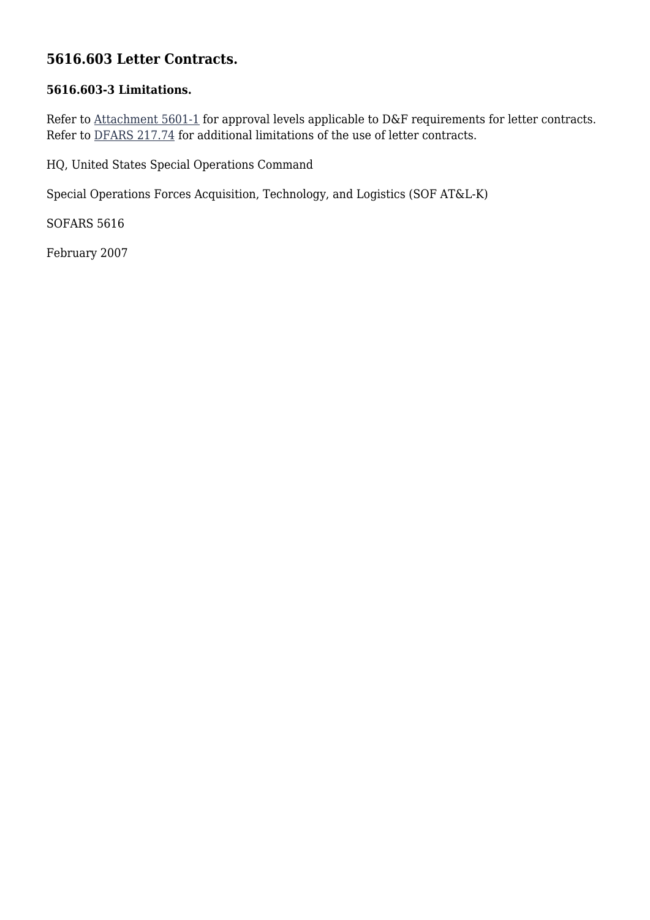## 5616.603 Letter Contracts.

### 5616.603-3 Limitations.

Refer to Attachment 5601-1 for approval levels applicable to D&F requirements for letter contracts. Refer to DFARS 217.74 for additional limitations of the use of letter contracts.

HQ, United States Special Operations Command

Special Operations Forces Acquisition, Technology, and Logistics (SOF AT&L-K)

SOFARS 5616

February 2007